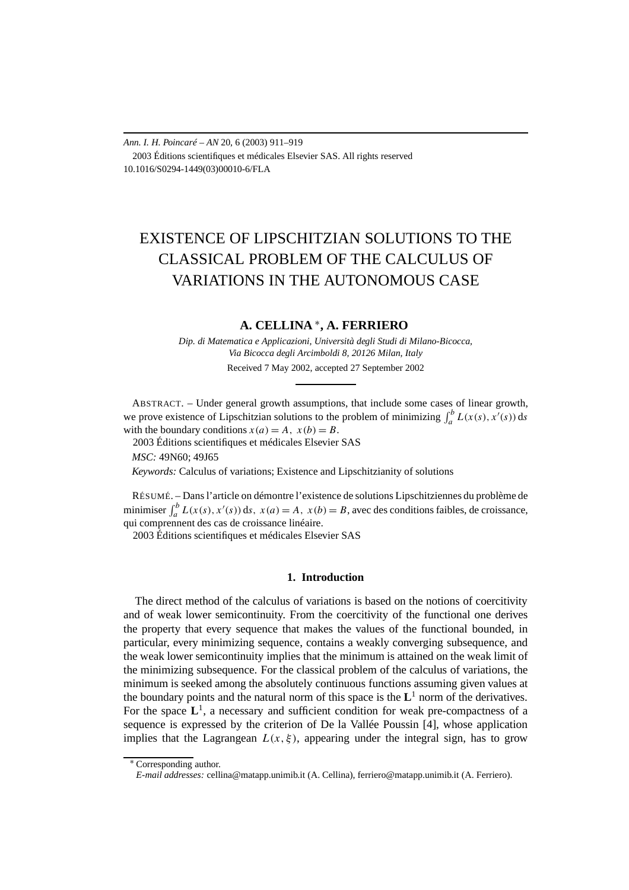# EXISTENCE OF LIPSCHITZIAN SOLUTIONS TO THE CLASSICAL PROBLEM OF THE CALCULUS OF VARIATIONS IN THE AUTONOMOUS CASE

**A. CELLINA** *, **A. FERRIERO**

*Dip. di Matematica e Applicazioni, Università degli Studi di Milano-Bicocca, Via Bicocca degli Arcimboldi 8, 20126 Milan, Italy*

Received 7 May 2002, accepted 27 September 2002

ABSTRACT. – Under general growth assumptions, that include some cases of linear growth, we prove existence of Lipschitzian solutions to the problem of minimizing $\int_a^b L(x(s), x'(s))\,\mathrm{d}s$ with the boundary conditions $x(a) = A,\ x(b) = B$.

2003 Éditions scientifiques et médicales Elsevier SAS

*MSC:* 49N60; 49J65

*Keywords:* Calculus of variations; Existence and Lipschitzianity of solutions

RÉSUMÉ. – Dans l'article on démontre l'existence de solutions Lipschitziennes du problème de minimiser $\int_a^b L(x(s), x'(s))\,\mathrm{d}s,\ x(a) = A,\ x(b) = B$, avec des conditions faibles, de croissance, qui comprennent des cas de croissance linéaire.

2003 Éditions scientifiques et médicales Elsevier SAS

## 1. Introduction

The direct method of the calculus of variations is based on the notions of coercitivity and of weak lower semicontinuity. From the coercitivity of the functional one derives the property that every sequence that makes the values of the functional bounded, in particular, every minimizing sequence, contains a weakly converging subsequence, and the weak lower semicontinuity implies that the minimum is attained on the weak limit of the minimizing subsequence. For the classical problem of the calculus of variations, the minimum is seeked among the absolutely continuous functions assuming given values at the boundary points and the natural norm of this space is the $\mathbf{L}^1$ norm of the derivatives. For the space $\mathbf{L}^1$, a necessary and sufficient condition for weak pre-compactness of a sequence is expressed by the criterion of De la Vallée Poussin [4], whose application implies that the Lagrangean $L(x, \xi)$, appearing under the integral sign, has to grow

---

* Corresponding author.

*E-mail addresses:* cellina@matapp.unimib.it (A. Cellina), ferriero@matapp.unimib.it (A. Ferriero).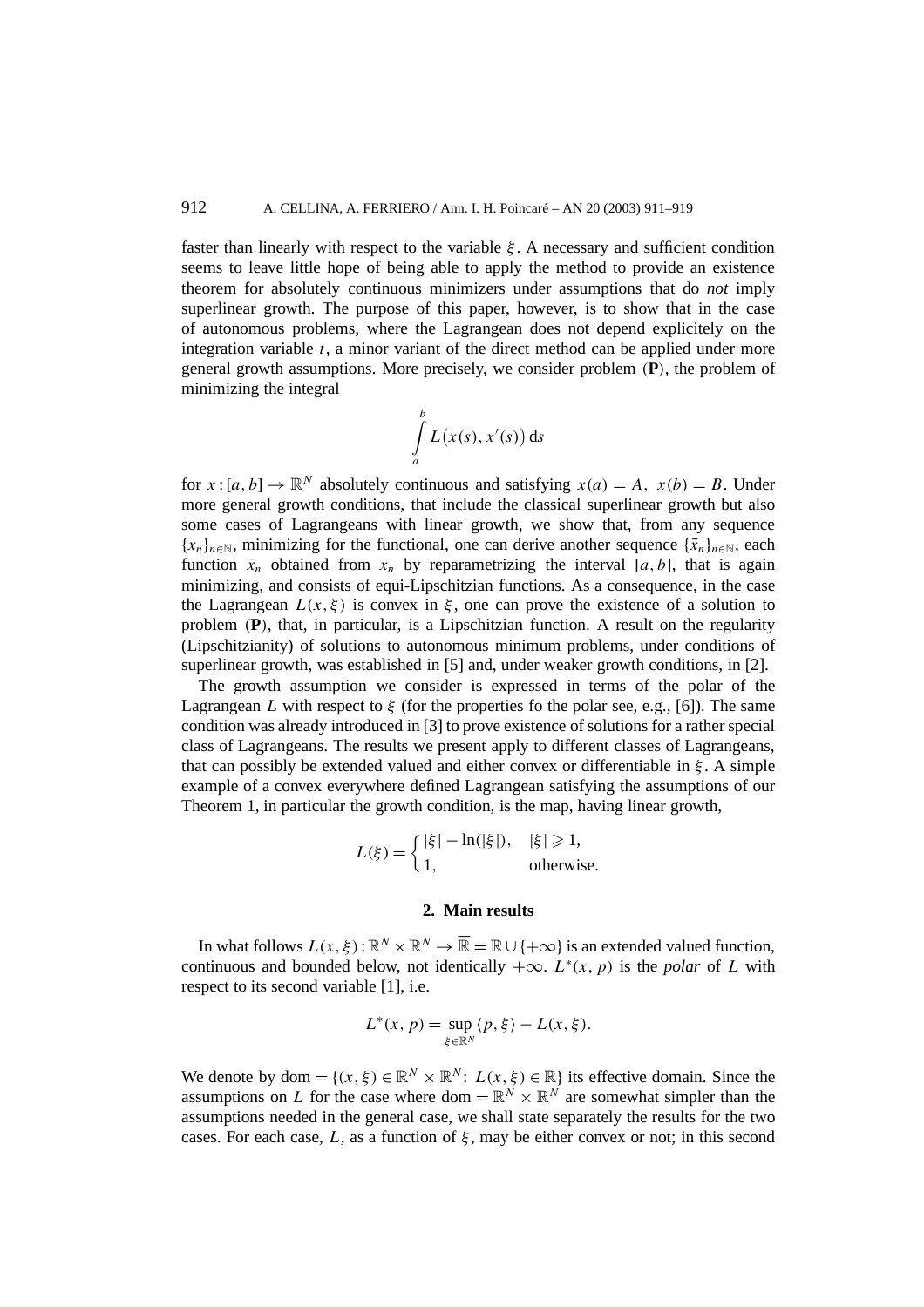faster than linearly with respect to the variable $\xi$. A necessary and sufficient condition seems to leave little hope of being able to apply the method to provide an existence theorem for absolutely continuous minimizers under assumptions that do *not* imply superlinear growth. The purpose of this paper, however, is to show that in the case of autonomous problems, where the Lagrangean does not depend explicitely on the integration variable $t$, a minor variant of the direct method can be applied under more general growth assumptions. More precisely, we consider problem (**P**), the problem of minimizing the integral

$$\int_a^b L\big(x(s), x'(s)\big)\,\mathrm{d}s$$

for $x:[a,b] \to \mathbb{R}^N$ absolutely continuous and satisfying $x(a) = A,\ x(b) = B$. Under more general growth conditions, that include the classical superlinear growth but also some cases of Lagrangeans with linear growth, we show that, from any sequence $\{x_n\}_{n\in\mathbb{N}}$, minimizing for the functional, one can derive another sequence $\{\bar{x}_n\}_{n\in\mathbb{N}}$, each function $\bar{x}_n$ obtained from $x_n$ by reparametrizing the interval $[a,b]$, that is again minimizing, and consists of equi-Lipschitzian functions. As a consequence, in the case the Lagrangean $L(x,\xi)$ is convex in $\xi$, one can prove the existence of a solution to problem (**P**), that, in particular, is a Lipschitzian function. A result on the regularity (Lipschitzianity) of solutions to autonomous minimum problems, under conditions of superlinear growth, was established in [5] and, under weaker growth conditions, in [2].

The growth assumption we consider is expressed in terms of the polar of the Lagrangean $L$ with respect to $\xi$ (for the properties fo the polar see, e.g., [6]). The same condition was already introduced in [3] to prove existence of solutions for a rather special class of Lagrangeans. The results we present apply to different classes of Lagrangeans, that can possibly be extended valued and either convex or differentiable in $\xi$. A simple example of a convex everywhere defined Lagrangean satisfying the assumptions of our Theorem 1, in particular the growth condition, is the map, having linear growth,

$$L(\xi) = \begin{cases} |\xi| - \ln(|\xi|), & |\xi| \geqslant 1, \\ 1, & \text{otherwise.} \end{cases}$$

## 2. Main results

In what follows $L(x,\xi):\mathbb{R}^N \times \mathbb{R}^N \to \overline{\mathbb{R}} = \mathbb{R} \cup \{+\infty\}$ is an extended valued function, continuous and bounded below, not identically $+\infty$. $L^*(x,p)$ is the *polar* of $L$ with respect to its second variable [1], i.e.

$$L^*(x,p) = \sup_{\xi\in\mathbb{R}^N} \langle p, \xi\rangle - L(x,\xi).$$

We denote by $\mathrm{dom} = \{(x,\xi) \in \mathbb{R}^N \times \mathbb{R}^N\colon L(x,\xi) \in \mathbb{R}\}$ its effective domain. Since the assumptions on $L$ for the case where $\mathrm{dom} = \mathbb{R}^N \times \mathbb{R}^N$ are somewhat simpler than the assumptions needed in the general case, we shall state separately the results for the two cases. For each case, $L$, as a function of $\xi$, may be either convex or not; in this second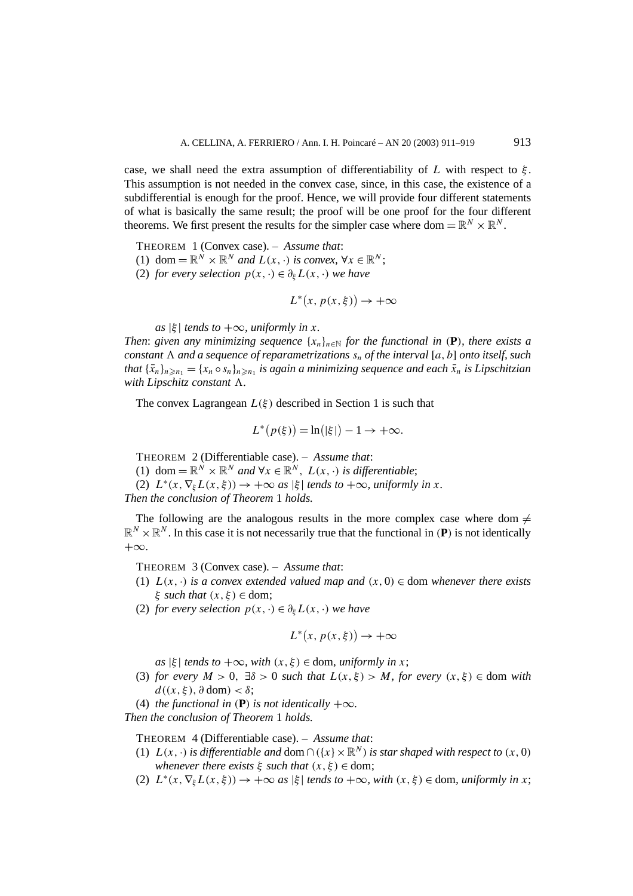case, we shall need the extra assumption of differentiability of $L$ with respect to $\xi$. This assumption is not needed in the convex case, since, in this case, the existence of a subdifferential is enough for the proof. Hence, we will provide four different statements of what is basically the same result; the proof will be one proof for the four different theorems. We first present the results for the simpler case where $\mathrm{dom} = \mathbb{R}^N \times \mathbb{R}^N$.

THEOREM 1 (Convex case). – *Assume that*:

(1) $\mathrm{dom} = \mathbb{R}^N \times \mathbb{R}^N$ *and* $L(x,\cdot)$ *is convex*, $\forall x \in \mathbb{R}^N$;

(2) *for every selection* $p(x,\cdot) \in \partial_\xi L(x,\cdot)$ *we have*

$$L^*\bigl(x, p(x,\xi)\bigr) \to +\infty$$

*as* $|\xi|$ *tends to* $+\infty$, *uniformly in* $x$.

*Then*: *given any minimizing sequence* $\{x_n\}_{n\in\mathbb{N}}$ *for the functional in* (**P**), *there exists a constant* $\Lambda$ *and a sequence of reparametrizations* $s_n$ *of the interval* $[a,b]$ *onto itself, such that* $\{\bar{x}_n\}_{n\geqslant n_1} = \{x_n \circ s_n\}_{n\geqslant n_1}$ *is again a minimizing sequence and each* $\bar{x}_n$ *is Lipschitzian with Lipschitz constant* $\Lambda$.

The convex Lagrangean $L(\xi)$ described in Section 1 is such that

$$L^*\bigl(p(\xi)\bigr) = \ln\bigl(|\xi|\bigr) - 1 \to +\infty.$$

THEOREM 2 (Differentiable case). – *Assume that*:

(1) $\mathrm{dom} = \mathbb{R}^N \times \mathbb{R}^N$ *and* $\forall x \in \mathbb{R}^N$, $L(x,\cdot)$ *is differentiable*;

(2) $L^*(x, \nabla_\xi L(x,\xi)) \to +\infty$ *as* $|\xi|$ *tends to* $+\infty$, *uniformly in* $x$.

*Then the conclusion of Theorem* 1 *holds.*

The following are the analogous results in the more complex case where $\mathrm{dom} \neq \mathbb{R}^N \times \mathbb{R}^N$. In this case it is not necessarily true that the functional in (**P**) is not identically $+\infty$.

THEOREM 3 (Convex case). – *Assume that*:

(1) $L(x,\cdot)$ *is a convex extended valued map and* $(x,0) \in \mathrm{dom}$ *whenever there exists* $\xi$ *such that* $(x,\xi) \in \mathrm{dom}$;

(2) *for every selection* $p(x,\cdot) \in \partial_\xi L(x,\cdot)$ *we have*

$$L^*\bigl(x, p(x,\xi)\bigr) \to +\infty$$

*as* $|\xi|$ *tends to* $+\infty$, *with* $(x,\xi) \in \mathrm{dom}$, *uniformly in* $x$;

(3) *for every* $M > 0$, $\exists\delta > 0$ *such that* $L(x,\xi) > M$, *for every* $(x,\xi) \in \mathrm{dom}$ *with* $d((x,\xi), \partial\,\mathrm{dom}) < \delta$;

(4) *the functional in* (**P**) *is not identically* $+\infty$.

*Then the conclusion of Theorem* 1 *holds.*

THEOREM 4 (Differentiable case). – *Assume that*:

(1) $L(x,\cdot)$ *is differentiable and* $\mathrm{dom} \cap (\{x\} \times \mathbb{R}^N)$ *is star shaped with respect to* $(x,0)$ *whenever there exists* $\xi$ *such that* $(x,\xi) \in \mathrm{dom}$;

(2) $L^*(x, \nabla_\xi L(x,\xi)) \to +\infty$ *as* $|\xi|$ *tends to* $+\infty$, *with* $(x,\xi) \in \mathrm{dom}$, *uniformly in* $x$;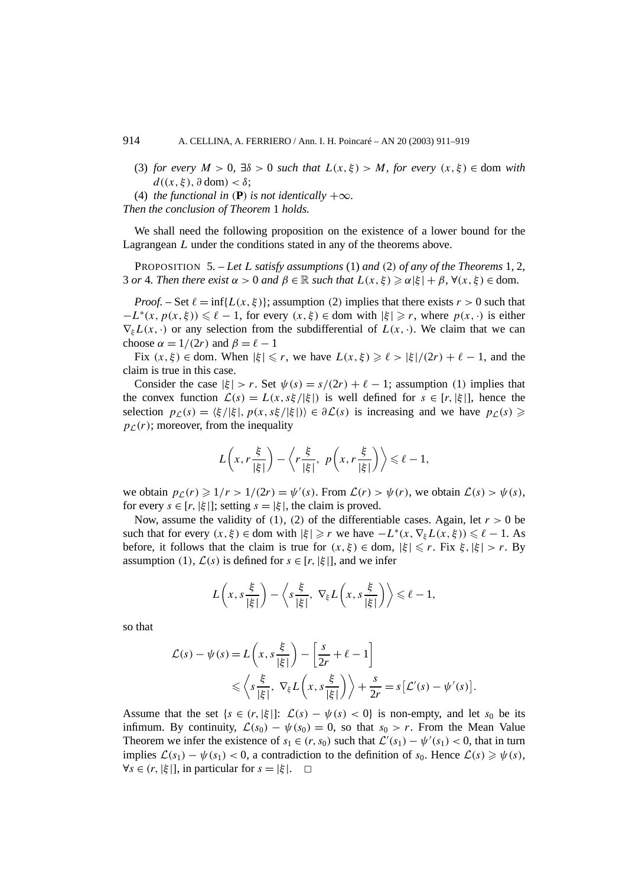(3) *for every* $M > 0$, $\exists \delta > 0$ *such that* $L(x,\xi) > M$, *for every* $(x,\xi) \in \operatorname{dom}$ *with* $d((x,\xi), \partial \operatorname{dom}) < \delta$;

(4) *the functional in* (**P**) *is not identically* $+\infty$.

*Then the conclusion of Theorem* 1 *holds.*

We shall need the following proposition on the existence of a lower bound for the Lagrangean $L$ under the conditions stated in any of the theorems above.

PROPOSITION 5. – *Let $L$ satisfy assumptions* (1) *and* (2) *of any of the Theorems* 1, 2, 3 *or* 4*. Then there exist $\alpha > 0$ and $\beta \in \mathbb{R}$ such that $L(x,\xi) \geqslant \alpha|\xi| + \beta$, $\forall (x,\xi) \in \operatorname{dom}$.*

*Proof.* – Set $\ell = \inf\{L(x,\xi)\}$; assumption (2) implies that there exists $r > 0$ such that $-L^*(x, p(x,\xi)) \leqslant \ell - 1$, for every $(x,\xi) \in \operatorname{dom}$ with $|\xi| \geqslant r$, where $p(x,\cdot)$ is either $\nabla_\xi L(x,\cdot)$ or any selection from the subdifferential of $L(x,\cdot)$. We claim that we can choose $\alpha = 1/(2r)$ and $\beta = \ell - 1$

Fix $(x,\xi) \in \operatorname{dom}$. When $|\xi| \leqslant r$, we have $L(x,\xi) \geqslant \ell > |\xi|/(2r) + \ell - 1$, and the claim is true in this case.

Consider the case $|\xi| > r$. Set $\psi(s) = s/(2r) + \ell - 1$; assumption (1) implies that the convex function $\mathcal{L}(s) = L(x, s\xi/|\xi|)$ is well defined for $s \in [r, |\xi|]$, hence the selection $p_{\mathcal{L}}(s) = \langle \xi/|\xi|, p(x, s\xi/|\xi|)\rangle \in \partial\mathcal{L}(s)$ is increasing and we have $p_{\mathcal{L}}(s) \geqslant p_{\mathcal{L}}(r)$; moreover, from the inequality

$$L\left(x, r\frac{\xi}{|\xi|}\right) - \left\langle r\frac{\xi}{|\xi|},\ p\left(x, r\frac{\xi}{|\xi|}\right)\right\rangle \leqslant \ell - 1,$$

we obtain $p_{\mathcal{L}}(r) \geqslant 1/r > 1/(2r) = \psi'(s)$. From $\mathcal{L}(r) > \psi(r)$, we obtain $\mathcal{L}(s) > \psi(s)$, for every $s \in [r, |\xi|]$; setting $s = |\xi|$, the claim is proved.

Now, assume the validity of (1), (2) of the differentiable cases. Again, let $r > 0$ be such that for every $(x,\xi) \in \operatorname{dom}$ with $|\xi| \geqslant r$ we have $-L^*(x, \nabla_\xi L(x,\xi)) \leqslant \ell - 1$. As before, it follows that the claim is true for $(x,\xi) \in \operatorname{dom}$, $|\xi| \leqslant r$. Fix $\xi$, $|\xi| > r$. By assumption (1), $\mathcal{L}(s)$ is defined for $s \in [r, |\xi|]$, and we infer

$$L\left(x, s\frac{\xi}{|\xi|}\right) - \left\langle s\frac{\xi}{|\xi|},\ \nabla_\xi L\left(x, s\frac{\xi}{|\xi|}\right)\right\rangle \leqslant \ell - 1,$$

so that

$$\begin{aligned}
\mathcal{L}(s) - \psi(s) &= L\left(x, s\frac{\xi}{|\xi|}\right) - \left[\frac{s}{2r} + \ell - 1\right] \\
&\leqslant \left\langle s\frac{\xi}{|\xi|},\ \nabla_\xi L\left(x, s\frac{\xi}{|\xi|}\right)\right\rangle + \frac{s}{2r} = s\left[\mathcal{L}'(s) - \psi'(s)\right].
\end{aligned}$$

Assume that the set $\{s \in (r, |\xi|]\colon\ \mathcal{L}(s) - \psi(s) < 0\}$ is non-empty, and let $s_0$ be its infimum. By continuity, $\mathcal{L}(s_0) - \psi(s_0) = 0$, so that $s_0 > r$. From the Mean Value Theorem we infer the existence of $s_1 \in (r, s_0)$ such that $\mathcal{L}'(s_1) - \psi'(s_1) < 0$, that in turn implies $\mathcal{L}(s_1) - \psi(s_1) < 0$, a contradiction to the definition of $s_0$. Hence $\mathcal{L}(s) \geqslant \psi(s)$, $\forall s \in (r, |\xi|]$, in particular for $s = |\xi|$. $\square$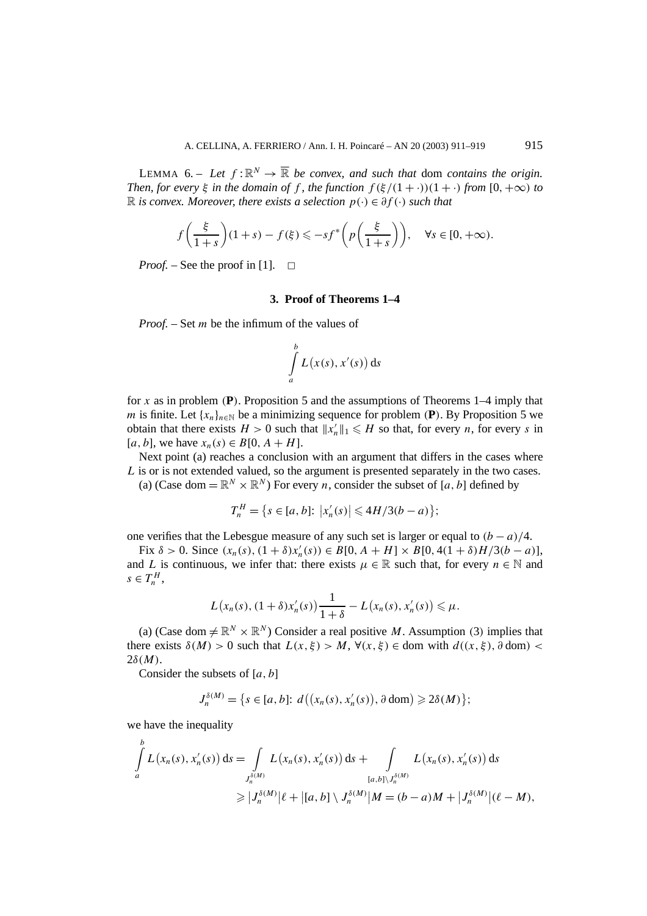LEMMA 6. – *Let $f:\mathbb{R}^N \to \overline{\mathbb{R}}$ be convex, and such that* dom *contains the origin. Then, for every $\xi$ in the domain of $f$, the function $f(\xi/(1+\cdot))(1+\cdot)$ from $[0,+\infty)$ to $\mathbb{R}$ is convex. Moreover, there exists a selection $p(\cdot) \in \partial f(\cdot)$ such that*

$$f\left(\frac{\xi}{1+s}\right)(1+s) - f(\xi) \leqslant -sf^*\left(p\left(\frac{\xi}{1+s}\right)\right), \quad \forall s \in [0,+\infty).$$

*Proof.* – See the proof in [1]. □

### 3. Proof of Theorems 1–4

*Proof.* – Set $m$ be the infimum of the values of

$$\int_a^b L\big(x(s), x'(s)\big)\,\mathrm{d}s$$

for $x$ as in problem (**P**). Proposition 5 and the assumptions of Theorems 1–4 imply that $m$ is finite. Let $\{x_n\}_{n\in\mathbb{N}}$ be a minimizing sequence for problem (**P**). By Proposition 5 we obtain that there exists $H>0$ such that $\|x_n'\|_1 \leqslant H$ so that, for every $n$, for every $s$ in $[a,b]$, we have $x_n(s) \in B[0, A+H]$.

Next point (a) reaches a conclusion with an argument that differs in the cases where $L$ is or is not extended valued, so the argument is presented separately in the two cases.

(a) (Case dom $=\mathbb{R}^N\times\mathbb{R}^N$) For every $n$, consider the subset of $[a,b]$ defined by

$$T_n^H = \big\{s \in [a,b]\colon \big|x_n'(s)\big| \leqslant 4H/3(b-a)\big\};$$

one verifies that the Lebesgue measure of any such set is larger or equal to $(b-a)/4$.

Fix $\delta>0$. Since $(x_n(s), (1+\delta)x_n'(s)) \in B[0, A+H] \times B[0, 4(1+\delta)H/3(b-a)]$, and $L$ is continuous, we infer that: there exists $\mu \in \mathbb{R}$ such that, for every $n \in \mathbb{N}$ and $s \in T_n^H$,

$$L\big(x_n(s), (1+\delta)x_n'(s)\big)\frac{1}{1+\delta} - L\big(x_n(s), x_n'(s)\big) \leqslant \mu.$$

(a) (Case dom $\neq \mathbb{R}^N\times\mathbb{R}^N$) Consider a real positive $M$. Assumption (3) implies that there exists $\delta(M)>0$ such that $L(x,\xi)>M$, $\forall (x,\xi) \in$ dom with $d((x,\xi), \partial\,\mathrm{dom}) < 2\delta(M)$.

Consider the subsets of $[a,b]$

$$J_n^{\delta(M)} = \big\{s \in [a,b]\colon d\big(\big(x_n(s), x_n'(s)\big), \partial\,\mathrm{dom}\big) \geqslant 2\delta(M)\big\};$$

we have the inequality

$$\begin{aligned}
\int_a^b L\big(x_n(s), x_n'(s)\big)\,\mathrm{d}s &= \int_{J_n^{\delta(M)}} L\big(x_n(s), x_n'(s)\big)\,\mathrm{d}s + \int_{[a,b]\setminus J_n^{\delta(M)}} L\big(x_n(s), x_n'(s)\big)\,\mathrm{d}s \\
&\geqslant \big|J_n^{\delta(M)}\big|\ell + \big|[a,b]\setminus J_n^{\delta(M)}\big|M = (b-a)M + \big|J_n^{\delta(M)}\big|(\ell - M),
\end{aligned}$$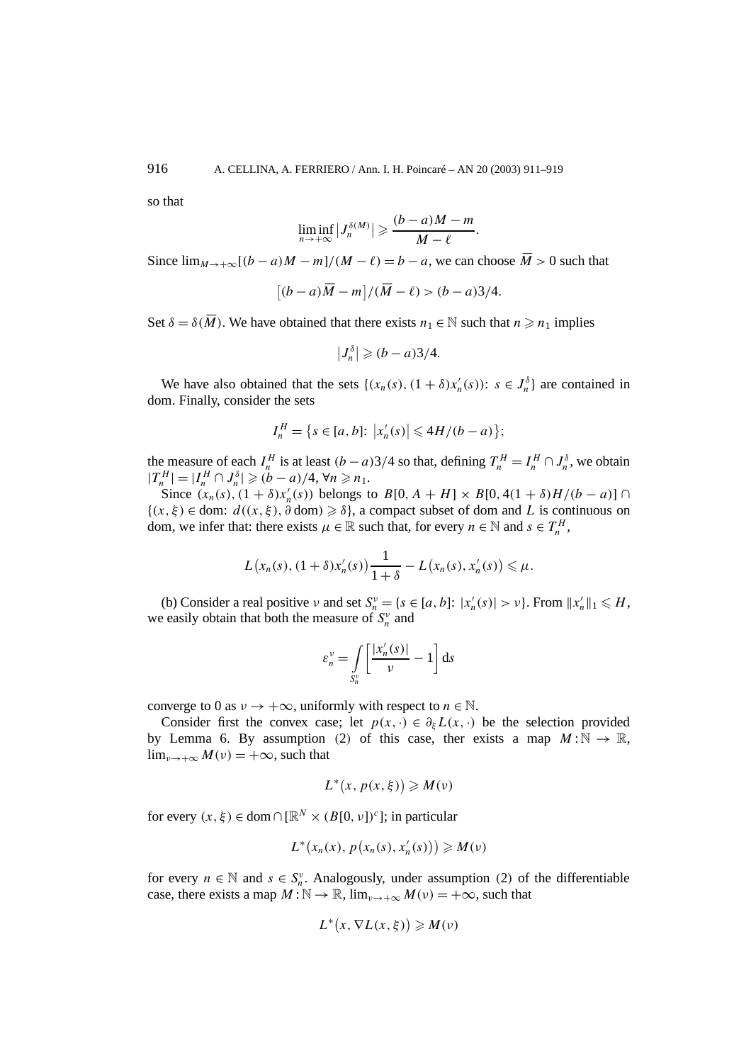so that

$$\liminf_{n\to+\infty} \left|J_n^{\delta(M)}\right| \geqslant \frac{(b-a)M-m}{M-\ell}.$$

Since $\lim_{M\to+\infty}[(b-a)M-m]/(M-\ell)=b-a$, we can choose $\overline{M}>0$ such that

$$\left[(b-a)\overline{M}-m\right]/(\overline{M}-\ell) > (b-a)3/4.$$

Set $\delta=\delta(\overline{M})$. We have obtained that there exists $n_1\in\mathbb{N}$ such that $n\geqslant n_1$ implies

$$\left|J_n^{\delta}\right| \geqslant (b-a)3/4.$$

We have also obtained that the sets $\{(x_n(s),(1+\delta)x_n'(s))\colon s\in J_n^\delta\}$ are contained in dom. Finally, consider the sets

$$I_n^H=\left\{s\in[a,b]\colon \left|x_n'(s)\right|\leqslant 4H/(b-a)\right\};$$

the measure of each $I_n^H$ is at least $(b-a)3/4$ so that, defining $T_n^H=I_n^H\cap J_n^\delta$, we obtain $|T_n^H|=|I_n^H\cap J_n^\delta|\geqslant (b-a)/4$, $\forall n\geqslant n_1$.

Since $(x_n(s),(1+\delta)x_n'(s))$ belongs to $B[0,A+H]\times B[0,4(1+\delta)H/(b-a)]\cap\{(x,\xi)\in\text{dom}\colon d((x,\xi),\partial\,\text{dom})\geqslant\delta\}$, a compact subset of dom and $L$ is continuous on dom, we infer that: there exists $\mu\in\mathbb{R}$ such that, for every $n\in\mathbb{N}$ and $s\in T_n^H$,

$$L\big(x_n(s),(1+\delta)x_n'(s)\big)\frac{1}{1+\delta}-L\big(x_n(s),x_n'(s)\big)\leqslant\mu.$$

(b) Consider a real positive $\nu$ and set $S_n^\nu=\{s\in[a,b]\colon |x_n'(s)|>\nu\}$. From $\|x_n'\|_1\leqslant H$, we easily obtain that both the measure of $S_n^\nu$ and

$$\varepsilon_n^\nu=\int_{S_n^\nu}\left[\frac{|x_n'(s)|}{\nu}-1\right]\mathrm{d}s$$

converge to 0 as $\nu\to+\infty$, uniformly with respect to $n\in\mathbb{N}$.

Consider first the convex case; let $p(x,\cdot)\in\partial_\xi L(x,\cdot)$ be the selection provided by Lemma 6. By assumption (2) of this case, ther exists a map $M\colon\mathbb{N}\to\mathbb{R}$, $\lim_{\nu\to+\infty}M(\nu)=+\infty$, such that

$$L^*\big(x,p(x,\xi)\big)\geqslant M(\nu)$$

for every $(x,\xi)\in\text{dom}\cap[\mathbb{R}^N\times(B[0,\nu])^c]$; in particular

$$L^*\big(x_n(x),p\big(x_n(s),x_n'(s)\big)\big)\geqslant M(\nu)$$

for every $n\in\mathbb{N}$ and $s\in S_n^\nu$. Analogously, under assumption (2) of the differentiable case, there exists a map $M\colon\mathbb{N}\to\mathbb{R}$, $\lim_{\nu\to+\infty}M(\nu)=+\infty$, such that

$$L^*\big(x,\nabla L(x,\xi)\big)\geqslant M(\nu)$$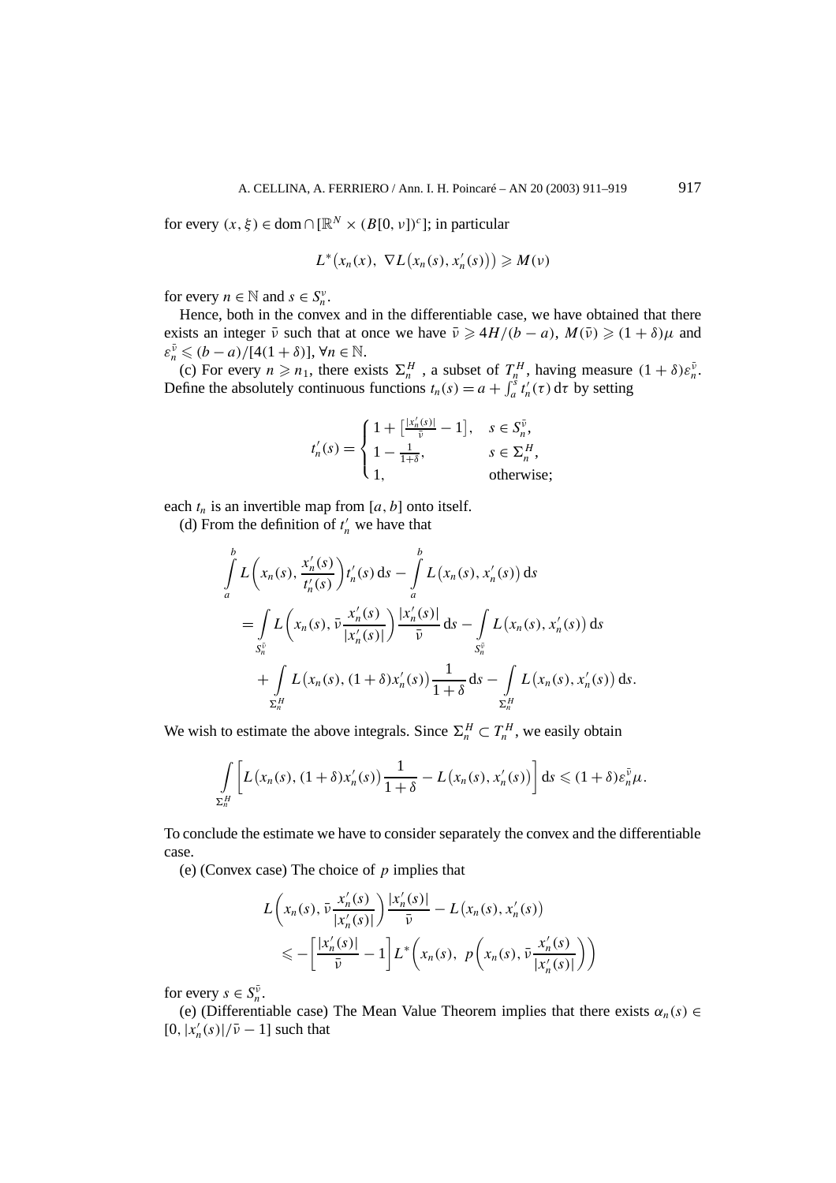for every $(x, \xi) \in \mathrm{dom} \cap [\mathbb{R}^N \times (B[0, \nu])^c]$; in particular

$$L^*\big(x_n(x),\ \nabla L\big(x_n(s), x_n'(s)\big)\big) \geqslant M(\nu)$$

for every $n \in \mathbb{N}$ and $s \in S_n^{\nu}$.

Hence, both in the convex and in the differentiable case, we have obtained that there exists an integer $\bar{\nu}$ such that at once we have $\bar{\nu} \geqslant 4H/(b-a)$, $M(\bar{\nu}) \geqslant (1+\delta)\mu$ and $\varepsilon_n^{\bar{\nu}} \leqslant (b-a)/[4(1+\delta)]$, $\forall n \in \mathbb{N}$.

(c) For every $n \geqslant n_1$, there exists $\Sigma_n^H$ , a subset of $T_n^H$, having measure $(1+\delta)\varepsilon_n^{\bar{\nu}}$. Define the absolutely continuous functions $t_n(s) = a + \int_a^s t_n'(\tau)\,\mathrm{d}\tau$ by setting

$$t_n'(s) = \begin{cases} 1 + \big[\frac{|x_n'(s)|}{\bar{\nu}} - 1\big], & s \in S_n^{\bar{\nu}}, \\ 1 - \frac{1}{1+\delta}, & s \in \Sigma_n^H, \\ 1, & \text{otherwise}; \end{cases}$$

each $t_n$ is an invertible map from $[a, b]$ onto itself.

(d) From the definition of $t_n'$ we have that

$$\begin{aligned} &\int_a^b L\bigg(x_n(s), \frac{x_n'(s)}{t_n'(s)}\bigg) t_n'(s)\,\mathrm{d}s - \int_a^b L\big(x_n(s), x_n'(s)\big)\,\mathrm{d}s \\ &\quad= \int_{S_n^{\bar{\nu}}} L\bigg(x_n(s), \bar{\nu}\frac{x_n'(s)}{|x_n'(s)|}\bigg)\frac{|x_n'(s)|}{\bar{\nu}}\,\mathrm{d}s - \int_{S_n^{\bar{\nu}}} L\big(x_n(s), x_n'(s)\big)\,\mathrm{d}s \\ &\qquad+ \int_{\Sigma_n^H} L\big(x_n(s), (1+\delta)x_n'(s)\big)\frac{1}{1+\delta}\,\mathrm{d}s - \int_{\Sigma_n^H} L\big(x_n(s), x_n'(s)\big)\,\mathrm{d}s. \end{aligned}$$

We wish to estimate the above integrals. Since $\Sigma_n^H \subset T_n^H$, we easily obtain

$$\int_{\Sigma_n^H} \bigg[L\big(x_n(s), (1+\delta)x_n'(s)\big)\frac{1}{1+\delta} - L\big(x_n(s), x_n'(s)\big)\bigg]\,\mathrm{d}s \leqslant (1+\delta)\varepsilon_n^{\bar{\nu}}\mu.$$

To conclude the estimate we have to consider separately the convex and the differentiable case.

(e) (Convex case) The choice of $p$ implies that

$$\begin{aligned} &L\bigg(x_n(s), \bar{\nu}\frac{x_n'(s)}{|x_n'(s)|}\bigg)\frac{|x_n'(s)|}{\bar{\nu}} - L\big(x_n(s), x_n'(s)\big) \\ &\quad\leqslant -\bigg[\frac{|x_n'(s)|}{\bar{\nu}} - 1\bigg] L^*\bigg(x_n(s),\ p\bigg(x_n(s), \bar{\nu}\frac{x_n'(s)}{|x_n'(s)|}\bigg)\bigg) \end{aligned}$$

for every $s \in S_n^{\bar{\nu}}$.

(e) (Differentiable case) The Mean Value Theorem implies that there exists $\alpha_n(s) \in [0, |x_n'(s)|/\bar{\nu} - 1]$ such that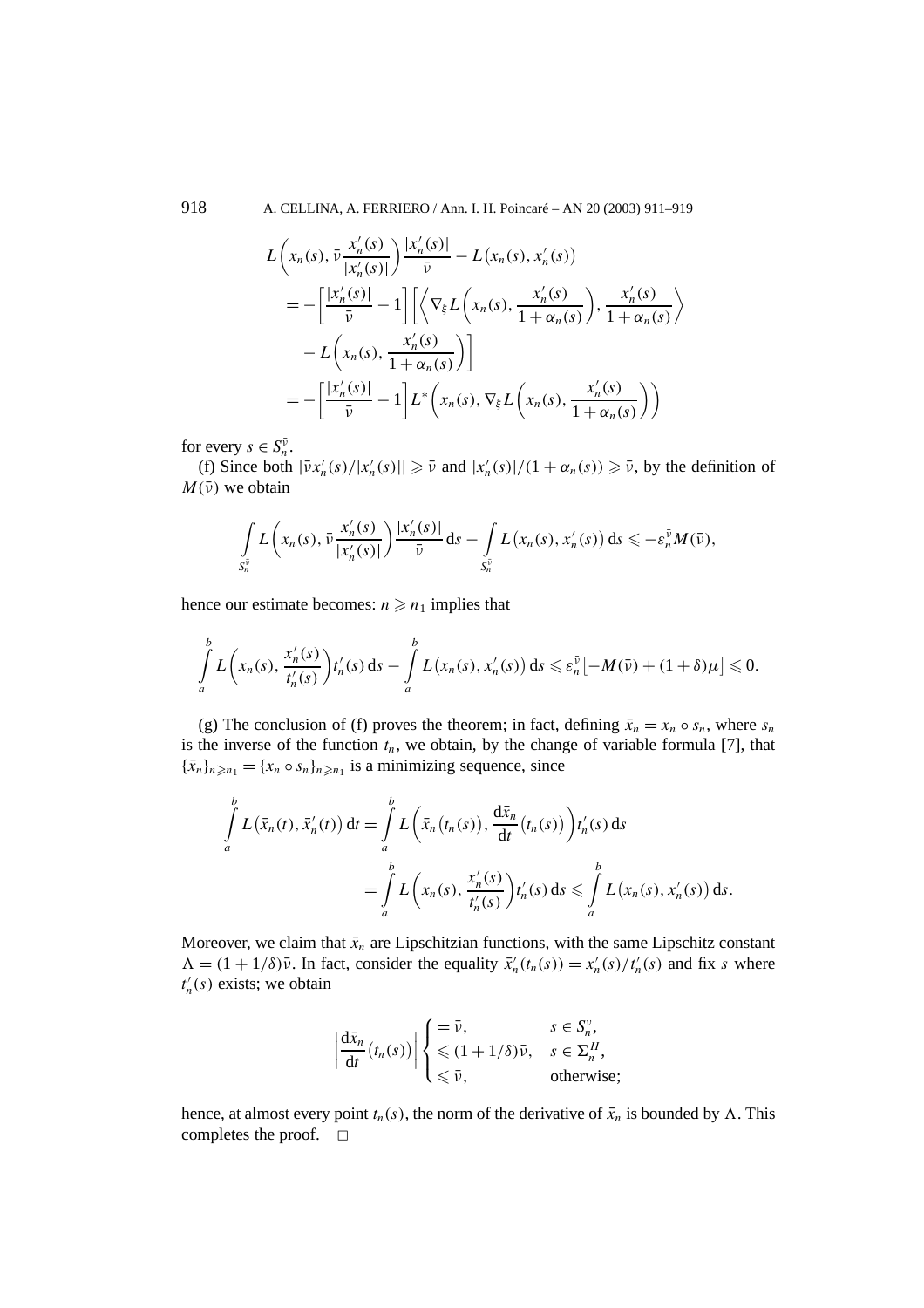$$
\begin{aligned}
&L\left(x_n(s), \bar\nu \frac{x_n'(s)}{|x_n'(s)|}\right)\frac{|x_n'(s)|}{\bar\nu} - L\big(x_n(s), x_n'(s)\big) \\
&\quad = -\left[\frac{|x_n'(s)|}{\bar\nu} - 1\right]\left[\left\langle \nabla_\xi L\left(x_n(s), \frac{x_n'(s)}{1+\alpha_n(s)}\right), \frac{x_n'(s)}{1+\alpha_n(s)}\right\rangle \right.\\
&\qquad \left. - L\left(x_n(s), \frac{x_n'(s)}{1+\alpha_n(s)}\right)\right] \\
&\quad = -\left[\frac{|x_n'(s)|}{\bar\nu} - 1\right] L^*\left(x_n(s), \nabla_\xi L\left(x_n(s), \frac{x_n'(s)}{1+\alpha_n(s)}\right)\right)
\end{aligned}
$$

for every $s \in S_n^{\bar\nu}$.

(f) Since both $|\bar\nu x_n'(s)/|x_n'(s)|| \geqslant \bar\nu$ and $|x_n'(s)|/(1+\alpha_n(s)) \geqslant \bar\nu$, by the definition of $M(\bar\nu)$ we obtain

$$
\int_{S_n^{\bar\nu}} L\left(x_n(s), \bar\nu \frac{x_n'(s)}{|x_n'(s)|}\right)\frac{|x_n'(s)|}{\bar\nu}\,\mathrm{d}s - \int_{S_n^{\bar\nu}} L\big(x_n(s), x_n'(s)\big)\,\mathrm{d}s \leqslant -\varepsilon_n^{\bar\nu} M(\bar\nu),
$$

hence our estimate becomes: $n \geqslant n_1$ implies that

$$
\int_a^b L\left(x_n(s), \frac{x_n'(s)}{t_n'(s)}\right)t_n'(s)\,\mathrm{d}s - \int_a^b L\big(x_n(s), x_n'(s)\big)\,\mathrm{d}s \leqslant \varepsilon_n^{\bar\nu}\big[-M(\bar\nu) + (1+\delta)\mu\big] \leqslant 0.
$$

(g) The conclusion of (f) proves the theorem; in fact, defining $\bar x_n = x_n \circ s_n$, where $s_n$ is the inverse of the function $t_n$, we obtain, by the change of variable formula [7], that $\{\bar x_n\}_{n\geqslant n_1} = \{x_n \circ s_n\}_{n\geqslant n_1}$ is a minimizing sequence, since

$$
\begin{aligned}
\int_a^b L\big(\bar x_n(t), \bar x_n'(t)\big)\,\mathrm{d}t &= \int_a^b L\left(\bar x_n\big(t_n(s)\big), \frac{\mathrm{d}\bar x_n}{\mathrm{d}t}\big(t_n(s)\big)\right)t_n'(s)\,\mathrm{d}s \\
&= \int_a^b L\left(x_n(s), \frac{x_n'(s)}{t_n'(s)}\right)t_n'(s)\,\mathrm{d}s \leqslant \int_a^b L\big(x_n(s), x_n'(s)\big)\,\mathrm{d}s.
\end{aligned}
$$

Moreover, we claim that $\bar x_n$ are Lipschitzian functions, with the same Lipschitz constant $\Lambda = (1+1/\delta)\bar\nu$. In fact, consider the equality $\bar x_n'(t_n(s)) = x_n'(s)/t_n'(s)$ and fix $s$ where $t_n'(s)$ exists; we obtain

$$
\left|\frac{\mathrm{d}\bar x_n}{\mathrm{d}t}\big(t_n(s)\big)\right| \begin{cases} = \bar\nu, & s \in S_n^{\bar\nu}, \\ \leqslant (1+1/\delta)\bar\nu, & s \in \Sigma_n^H, \\ \leqslant \bar\nu, & \text{otherwise}; \end{cases}
$$

hence, at almost every point $t_n(s)$, the norm of the derivative of $\bar x_n$ is bounded by $\Lambda$. This completes the proof. □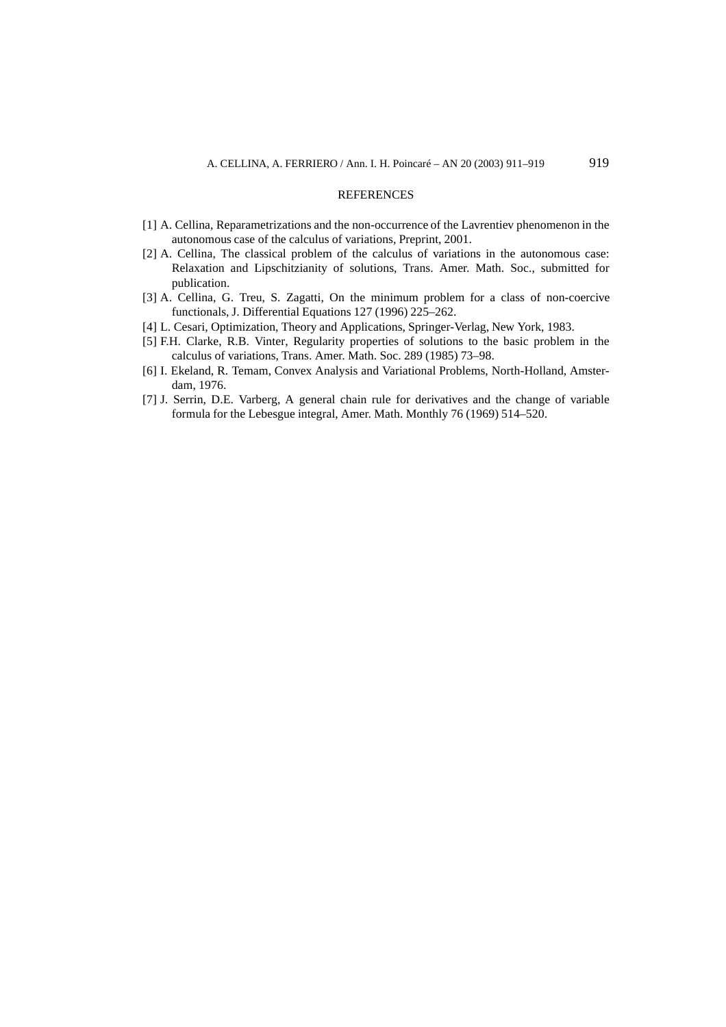## REFERENCES

[1] A. Cellina, Reparametrizations and the non-occurrence of the Lavrentiev phenomenon in the autonomous case of the calculus of variations, Preprint, 2001.

[2] A. Cellina, The classical problem of the calculus of variations in the autonomous case: Relaxation and Lipschitzianity of solutions, Trans. Amer. Math. Soc., submitted for publication.

[3] A. Cellina, G. Treu, S. Zagatti, On the minimum problem for a class of non-coercive functionals, J. Differential Equations 127 (1996) 225–262.

[4] L. Cesari, Optimization, Theory and Applications, Springer-Verlag, New York, 1983.

[5] F.H. Clarke, R.B. Vinter, Regularity properties of solutions to the basic problem in the calculus of variations, Trans. Amer. Math. Soc. 289 (1985) 73–98.

[6] I. Ekeland, R. Temam, Convex Analysis and Variational Problems, North-Holland, Amsterdam, 1976.

[7] J. Serrin, D.E. Varberg, A general chain rule for derivatives and the change of variable formula for the Lebesgue integral, Amer. Math. Monthly 76 (1969) 514–520.